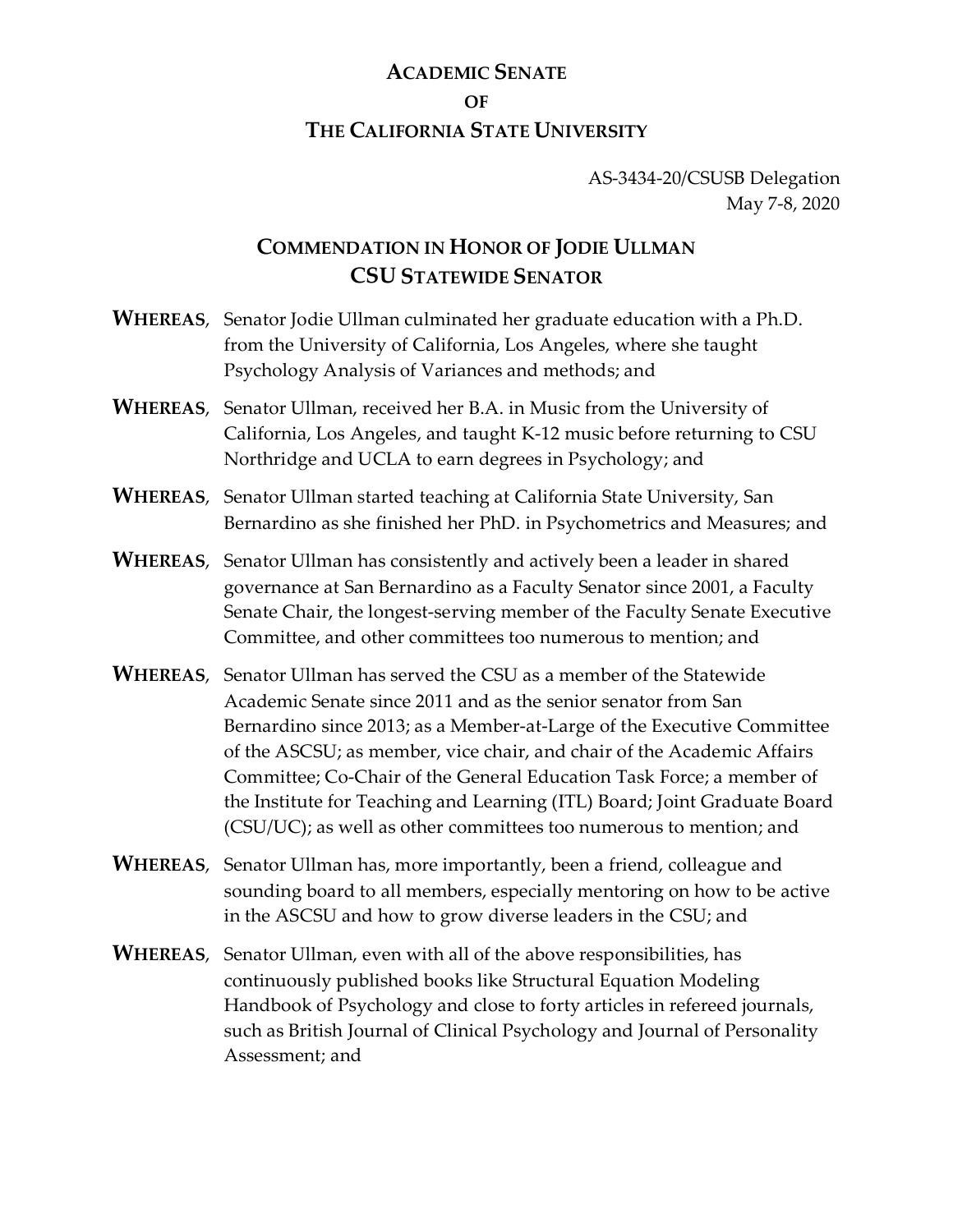# ACADEMIC SENATE
# OF
# THE CALIFORNIA STATE UNIVERSITY

AS-3434-20/CSUSB Delegation
May 7-8, 2020

## COMMENDATION IN HONOR OF JODIE ULLMAN CSU STATEWIDE SENATOR

**WHEREAS**, Senator Jodie Ullman culminated her graduate education with a Ph.D. from the University of California, Los Angeles, where she taught Psychology Analysis of Variances and methods; and

**WHEREAS**, Senator Ullman, received her B.A. in Music from the University of California, Los Angeles, and taught K-12 music before returning to CSU Northridge and UCLA to earn degrees in Psychology; and

**WHEREAS**, Senator Ullman started teaching at California State University, San Bernardino as she finished her PhD. in Psychometrics and Measures; and

**WHEREAS**, Senator Ullman has consistently and actively been a leader in shared governance at San Bernardino as a Faculty Senator since 2001, a Faculty Senate Chair, the longest-serving member of the Faculty Senate Executive Committee, and other committees too numerous to mention; and

**WHEREAS**, Senator Ullman has served the CSU as a member of the Statewide Academic Senate since 2011 and as the senior senator from San Bernardino since 2013; as a Member-at-Large of the Executive Committee of the ASCSU; as member, vice chair, and chair of the Academic Affairs Committee; Co-Chair of the General Education Task Force; a member of the Institute for Teaching and Learning (ITL) Board; Joint Graduate Board (CSU/UC); as well as other committees too numerous to mention; and

**WHEREAS**, Senator Ullman has, more importantly, been a friend, colleague and sounding board to all members, especially mentoring on how to be active in the ASCSU and how to grow diverse leaders in the CSU; and

**WHEREAS**, Senator Ullman, even with all of the above responsibilities, has continuously published books like Structural Equation Modeling Handbook of Psychology and close to forty articles in refereed journals, such as British Journal of Clinical Psychology and Journal of Personality Assessment; and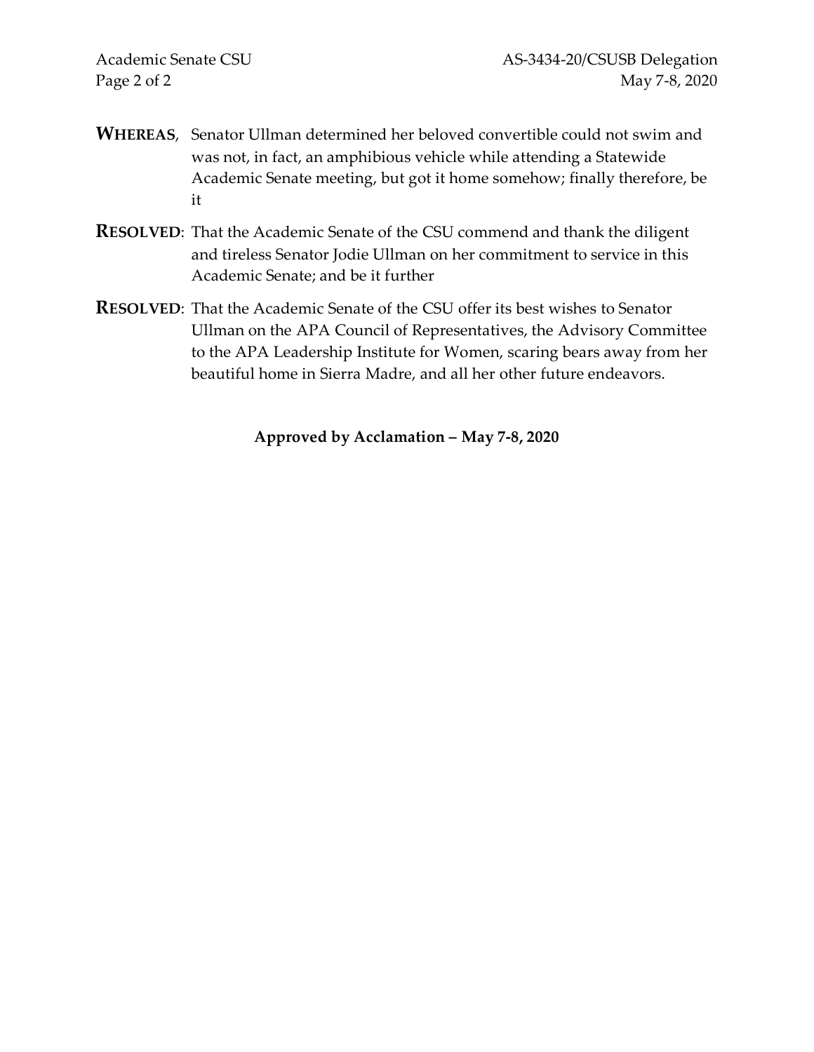**WHEREAS**, Senator Ullman determined her beloved convertible could not swim and was not, in fact, an amphibious vehicle while attending a Statewide Academic Senate meeting, but got it home somehow; finally therefore, be it

**RESOLVED**: That the Academic Senate of the CSU commend and thank the diligent and tireless Senator Jodie Ullman on her commitment to service in this Academic Senate; and be it further

**RESOLVED**: That the Academic Senate of the CSU offer its best wishes to Senator Ullman on the APA Council of Representatives, the Advisory Committee to the APA Leadership Institute for Women, scaring bears away from her beautiful home in Sierra Madre, and all her other future endeavors.

**Approved by Acclamation – May 7-8, 2020**